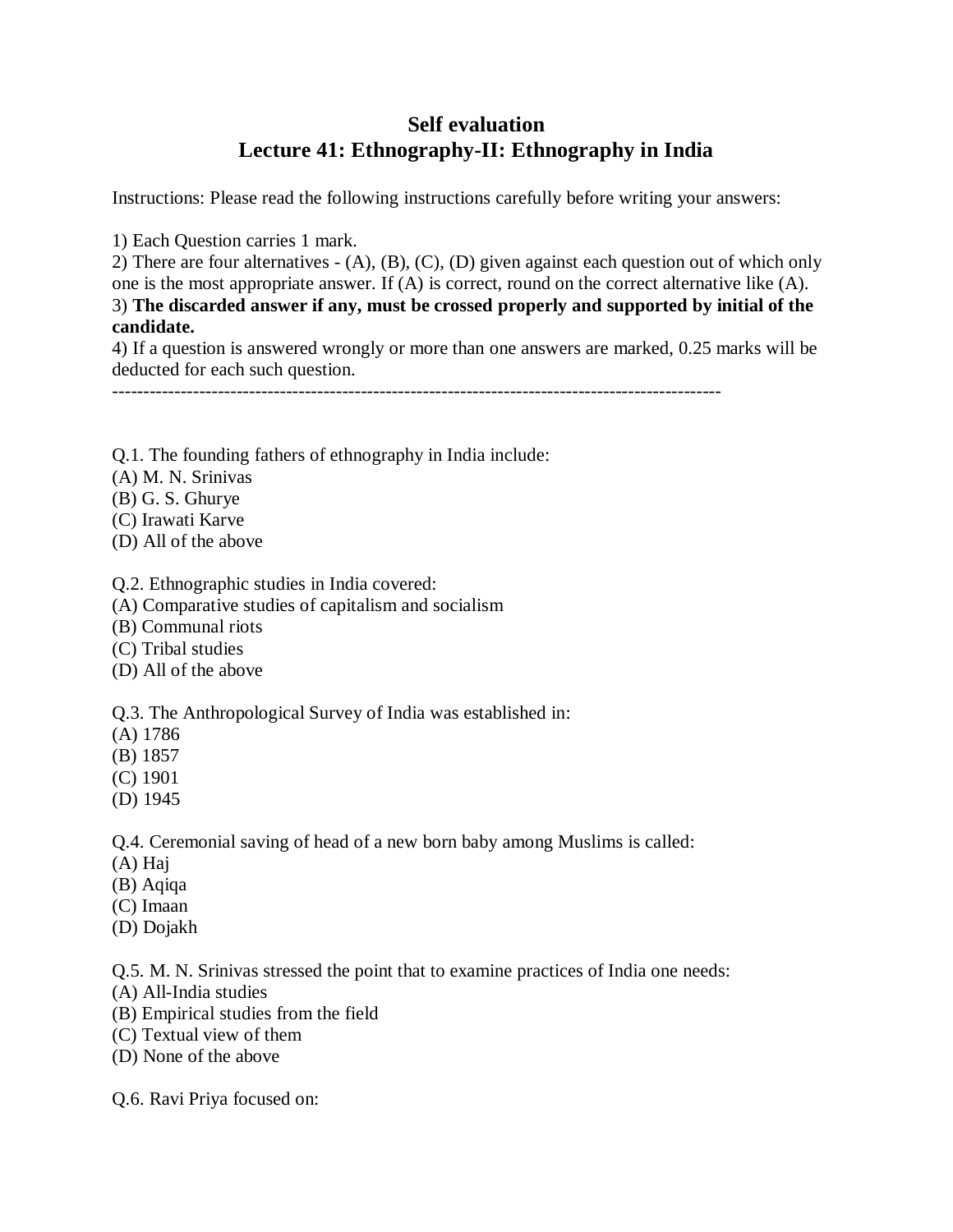# Self evaluation
## Lecture 41: Ethnography-II: Ethnography in India

Instructions: Please read the following instructions carefully before writing your answers:

1) Each Question carries 1 mark.
2) There are four alternatives - (A), (B), (C), (D) given against each question out of which only one is the most appropriate answer. If (A) is correct, round on the correct alternative like (A).
3) **The discarded answer if any, must be crossed properly and supported by initial of the candidate.**
4) If a question is answered wrongly or more than one answers are marked, 0.25 marks will be deducted for each such question.

---

Q.1. The founding fathers of ethnography in India include:
(A) M. N. Srinivas
(B) G. S. Ghurye
(C) Irawati Karve
(D) All of the above

Q.2. Ethnographic studies in India covered:
(A) Comparative studies of capitalism and socialism
(B) Communal riots
(C) Tribal studies
(D) All of the above

Q.3. The Anthropological Survey of India was established in:
(A) 1786
(B) 1857
(C) 1901
(D) 1945

Q.4. Ceremonial saving of head of a new born baby among Muslims is called:
(A) Haj
(B) Aqiqa
(C) Imaan
(D) Dojakh

Q.5. M. N. Srinivas stressed the point that to examine practices of India one needs:
(A) All-India studies
(B) Empirical studies from the field
(C) Textual view of them
(D) None of the above

Q.6. Ravi Priya focused on: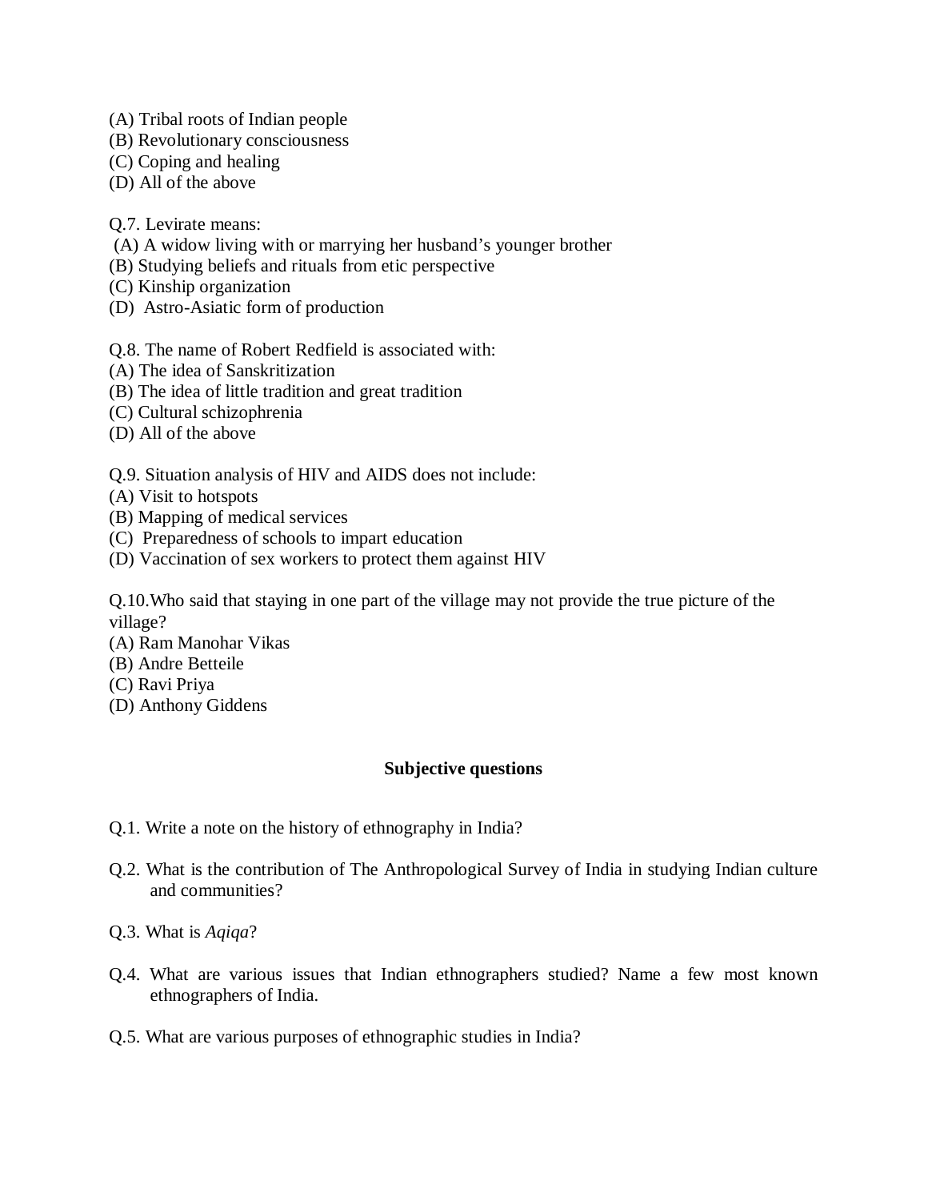(A) Tribal roots of Indian people
(B) Revolutionary consciousness
(C) Coping and healing
(D) All of the above

Q.7. Levirate means:
(A) A widow living with or marrying her husband's younger brother
(B) Studying beliefs and rituals from etic perspective
(C) Kinship organization
(D) Astro-Asiatic form of production

Q.8. The name of Robert Redfield is associated with:
(A) The idea of Sanskritization
(B) The idea of little tradition and great tradition
(C) Cultural schizophrenia
(D) All of the above

Q.9. Situation analysis of HIV and AIDS does not include:
(A) Visit to hotspots
(B) Mapping of medical services
(C) Preparedness of schools to impart education
(D) Vaccination of sex workers to protect them against HIV

Q.10.Who said that staying in one part of the village may not provide the true picture of the village?
(A) Ram Manohar Vikas
(B) Andre Betteile
(C) Ravi Priya
(D) Anthony Giddens

**Subjective questions**

Q.1. Write a note on the history of ethnography in India?

Q.2. What is the contribution of The Anthropological Survey of India in studying Indian culture and communities?

Q.3. What is *Aqiqa*?

Q.4. What are various issues that Indian ethnographers studied? Name a few most known ethnographers of India.

Q.5. What are various purposes of ethnographic studies in India?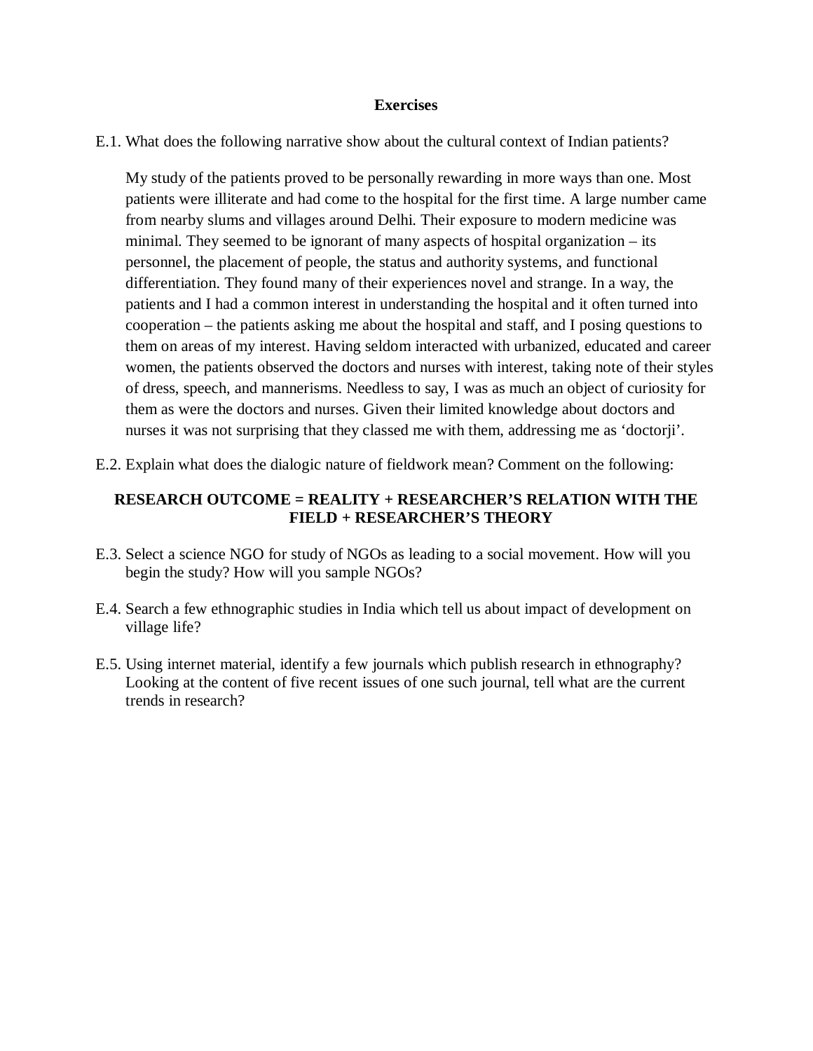**Exercises**

E.1. What does the following narrative show about the cultural context of Indian patients?

> My study of the patients proved to be personally rewarding in more ways than one. Most patients were illiterate and had come to the hospital for the first time. A large number came from nearby slums and villages around Delhi. Their exposure to modern medicine was minimal. They seemed to be ignorant of many aspects of hospital organization – its personnel, the placement of people, the status and authority systems, and functional differentiation. They found many of their experiences novel and strange. In a way, the patients and I had a common interest in understanding the hospital and it often turned into cooperation – the patients asking me about the hospital and staff, and I posing questions to them on areas of my interest. Having seldom interacted with urbanized, educated and career women, the patients observed the doctors and nurses with interest, taking note of their styles of dress, speech, and mannerisms. Needless to say, I was as much an object of curiosity for them as were the doctors and nurses. Given their limited knowledge about doctors and nurses it was not surprising that they classed me with them, addressing me as 'doctorji'.

E.2. Explain what does the dialogic nature of fieldwork mean? Comment on the following:

**RESEARCH OUTCOME = REALITY + RESEARCHER'S RELATION WITH THE FIELD + RESEARCHER'S THEORY**

E.3. Select a science NGO for study of NGOs as leading to a social movement. How will you begin the study? How will you sample NGOs?

E.4. Search a few ethnographic studies in India which tell us about impact of development on village life?

E.5. Using internet material, identify a few journals which publish research in ethnography? Looking at the content of five recent issues of one such journal, tell what are the current trends in research?